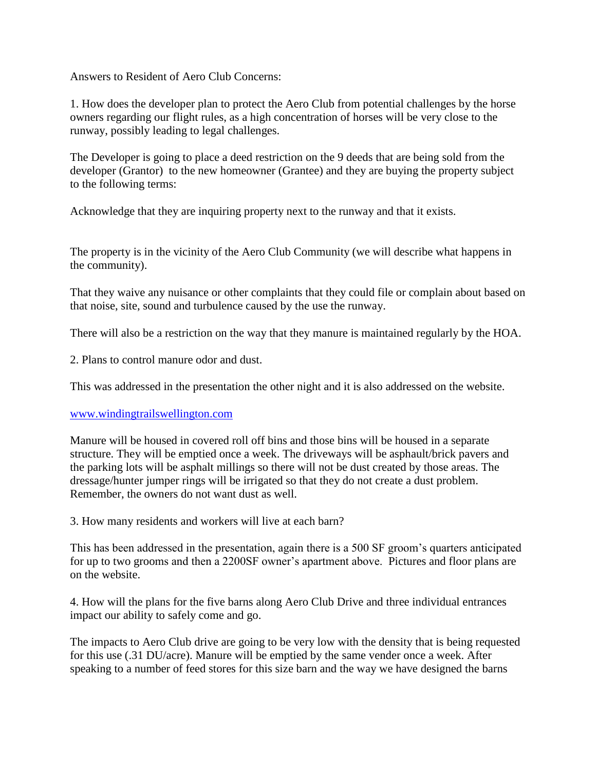Answers to Resident of Aero Club Concerns:

1. How does the developer plan to protect the Aero Club from potential challenges by the horse owners regarding our flight rules, as a high concentration of horses will be very close to the runway, possibly leading to legal challenges.

The Developer is going to place a deed restriction on the 9 deeds that are being sold from the developer (Grantor) to the new homeowner (Grantee) and they are buying the property subject to the following terms:

Acknowledge that they are inquiring property next to the runway and that it exists.

The property is in the vicinity of the Aero Club Community (we will describe what happens in the community).

That they waive any nuisance or other complaints that they could file or complain about based on that noise, site, sound and turbulence caused by the use the runway.

There will also be a restriction on the way that they manure is maintained regularly by the HOA.

2. Plans to control manure odor and dust.

This was addressed in the presentation the other night and it is also addressed on the website.

www.windingtrailswellington.com

Manure will be housed in covered roll off bins and those bins will be housed in a separate structure. They will be emptied once a week. The driveways will be asphault/brick pavers and the parking lots will be asphalt millings so there will not be dust created by those areas. The dressage/hunter jumper rings will be irrigated so that they do not create a dust problem. Remember, the owners do not want dust as well.

3. How many residents and workers will live at each barn?

This has been addressed in the presentation, again there is a 500 SF groom's quarters anticipated for up to two grooms and then a 2200SF owner's apartment above. Pictures and floor plans are on the website.

4. How will the plans for the five barns along Aero Club Drive and three individual entrances impact our ability to safely come and go.

The impacts to Aero Club drive are going to be very low with the density that is being requested for this use (.31 DU/acre). Manure will be emptied by the same vender once a week. After speaking to a number of feed stores for this size barn and the way we have designed the barns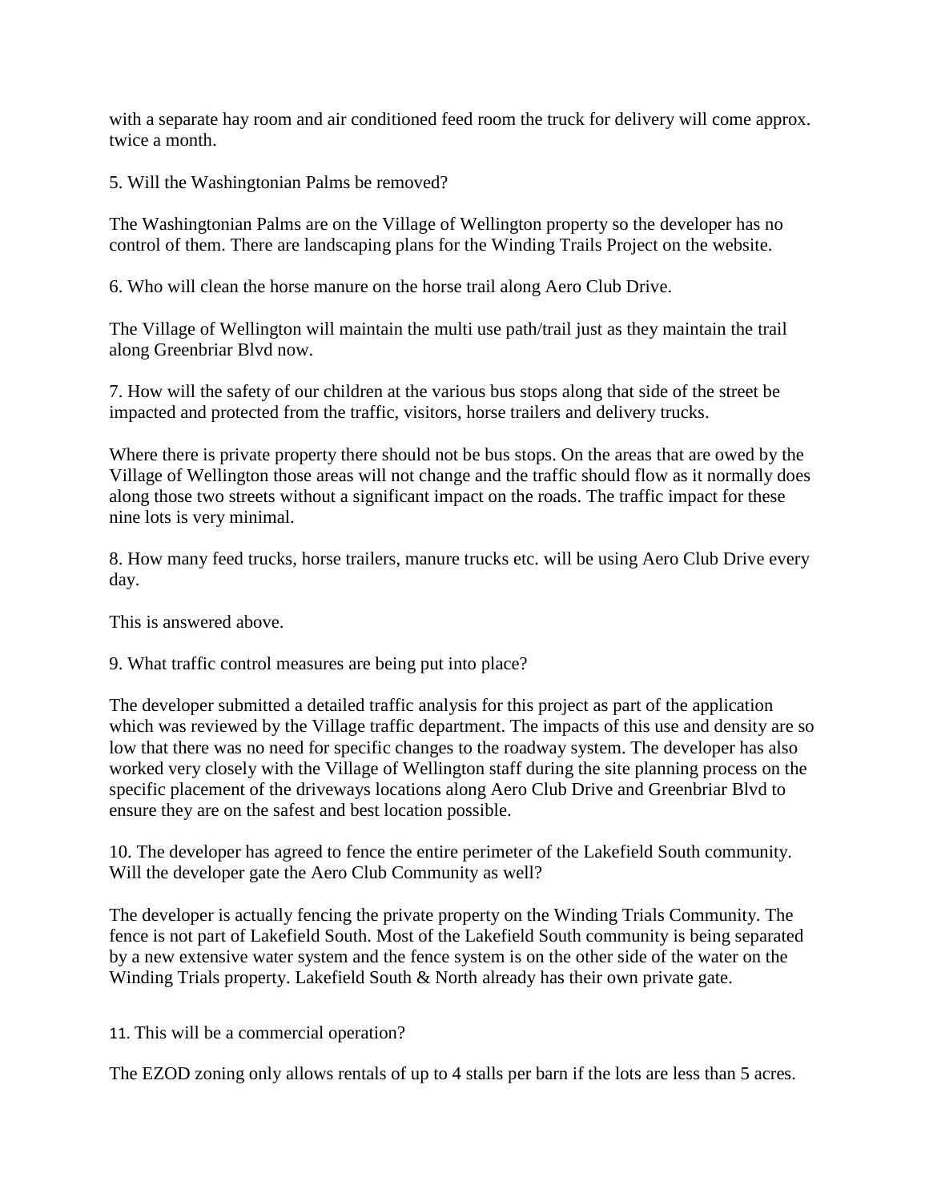with a separate hay room and air conditioned feed room the truck for delivery will come approx. twice a month.

5. Will the Washingtonian Palms be removed?

The Washingtonian Palms are on the Village of Wellington property so the developer has no control of them. There are landscaping plans for the Winding Trails Project on the website.

6. Who will clean the horse manure on the horse trail along Aero Club Drive.

The Village of Wellington will maintain the multi use path/trail just as they maintain the trail along Greenbriar Blvd now.

7. How will the safety of our children at the various bus stops along that side of the street be impacted and protected from the traffic, visitors, horse trailers and delivery trucks.

Where there is private property there should not be bus stops. On the areas that are owed by the Village of Wellington those areas will not change and the traffic should flow as it normally does along those two streets without a significant impact on the roads. The traffic impact for these nine lots is very minimal.

8. How many feed trucks, horse trailers, manure trucks etc. will be using Aero Club Drive every day.

This is answered above.

9. What traffic control measures are being put into place?

The developer submitted a detailed traffic analysis for this project as part of the application which was reviewed by the Village traffic department. The impacts of this use and density are so low that there was no need for specific changes to the roadway system. The developer has also worked very closely with the Village of Wellington staff during the site planning process on the specific placement of the driveways locations along Aero Club Drive and Greenbriar Blvd to ensure they are on the safest and best location possible.

10. The developer has agreed to fence the entire perimeter of the Lakefield South community. Will the developer gate the Aero Club Community as well?

The developer is actually fencing the private property on the Winding Trials Community. The fence is not part of Lakefield South. Most of the Lakefield South community is being separated by a new extensive water system and the fence system is on the other side of the water on the Winding Trials property. Lakefield South & North already has their own private gate.

11. This will be a commercial operation?

The EZOD zoning only allows rentals of up to 4 stalls per barn if the lots are less than 5 acres.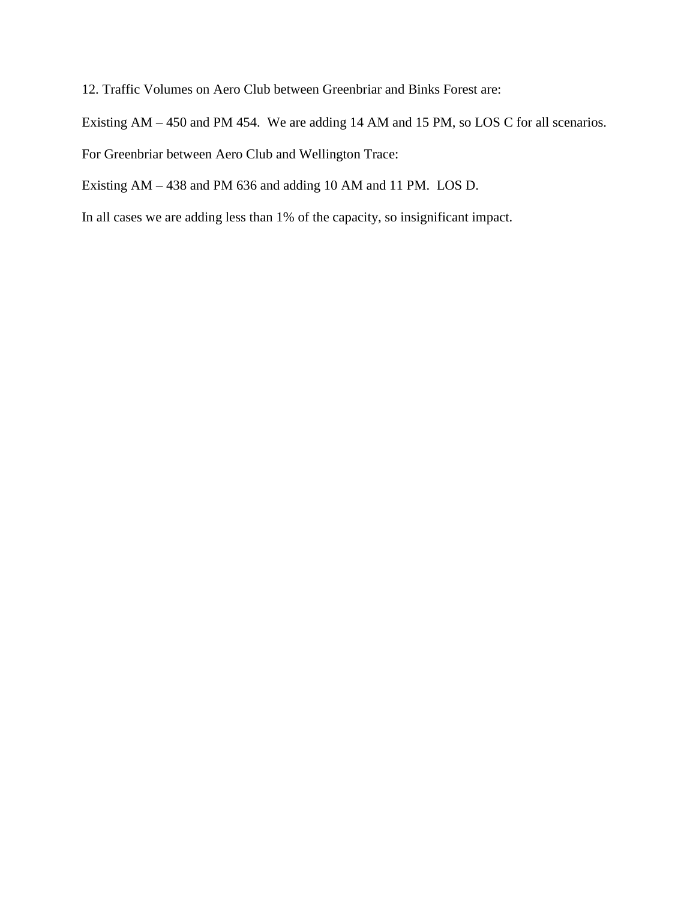12. Traffic Volumes on Aero Club between Greenbriar and Binks Forest are:

Existing AM – 450 and PM 454. We are adding 14 AM and 15 PM, so LOS C for all scenarios.

For Greenbriar between Aero Club and Wellington Trace:

Existing AM – 438 and PM 636 and adding 10 AM and 11 PM. LOS D.

In all cases we are adding less than 1% of the capacity, so insignificant impact.